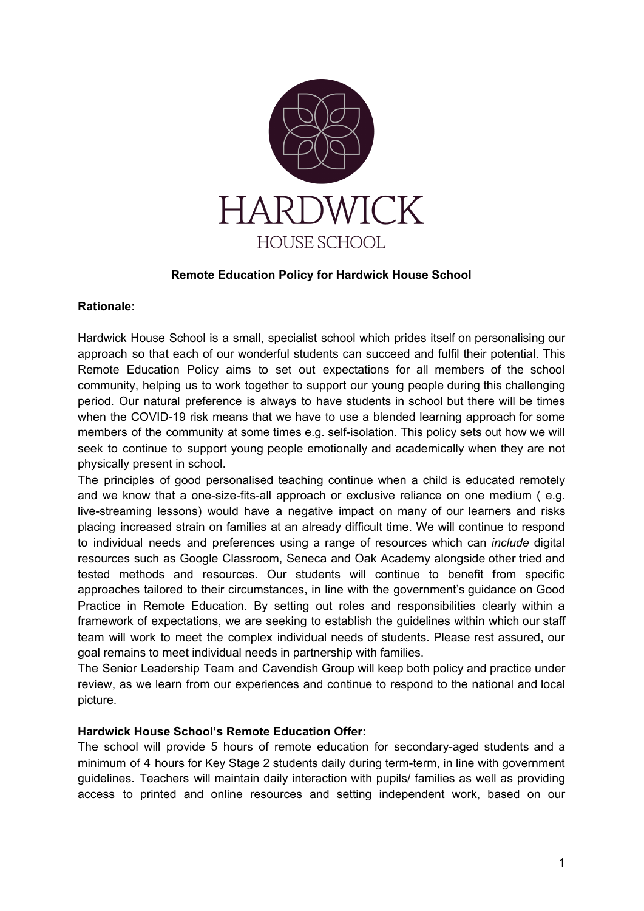HARDWICK

HOUSE SCHOOL

**Remote Education Policy for Hardwick House School**

**Rationale:**

Hardwick House School is a small, specialist school which prides itself on personalising our approach so that each of our wonderful students can succeed and fulfil their potential. This Remote Education Policy aims to set out expectations for all members of the school community, helping us to work together to support our young people during this challenging period. Our natural preference is always to have students in school but there will be times when the COVID-19 risk means that we have to use a blended learning approach for some members of the community at some times e.g. self-isolation. This policy sets out how we will seek to continue to support young people emotionally and academically when they are not physically present in school.

The principles of good personalised teaching continue when a child is educated remotely and we know that a one-size-fits-all approach or exclusive reliance on one medium ( e.g. live-streaming lessons) would have a negative impact on many of our learners and risks placing increased strain on families at an already difficult time. We will continue to respond to individual needs and preferences using a range of resources which can *include* digital resources such as Google Classroom, Seneca and Oak Academy alongside other tried and tested methods and resources. Our students will continue to benefit from specific approaches tailored to their circumstances, in line with the government's guidance on Good Practice in Remote Education. By setting out roles and responsibilities clearly within a framework of expectations, we are seeking to establish the guidelines within which our staff team will work to meet the complex individual needs of students. Please rest assured, our goal remains to meet individual needs in partnership with families.

The Senior Leadership Team and Cavendish Group will keep both policy and practice under review, as we learn from our experiences and continue to respond to the national and local picture.

**Hardwick House School's Remote Education Offer:**

The school will provide 5 hours of remote education for secondary-aged students and a minimum of 4 hours for Key Stage 2 students daily during term-term, in line with government guidelines. Teachers will maintain daily interaction with pupils/ families as well as providing access to printed and online resources and setting independent work, based on our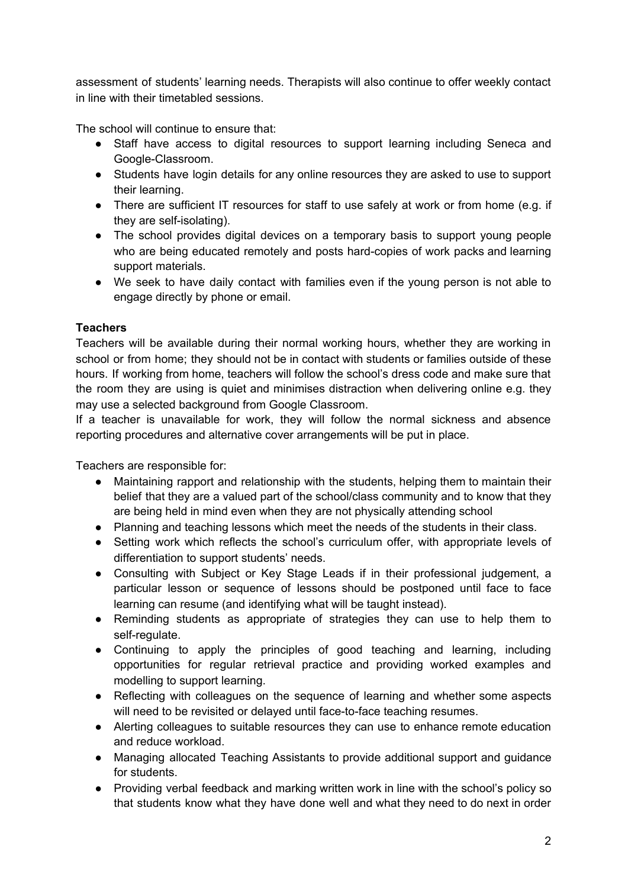assessment of students' learning needs. Therapists will also continue to offer weekly contact in line with their timetabled sessions.

The school will continue to ensure that:

- Staff have access to digital resources to support learning including Seneca and Google-Classroom.
- Students have login details for any online resources they are asked to use to support their learning.
- There are sufficient IT resources for staff to use safely at work or from home (e.g. if they are self-isolating).
- The school provides digital devices on a temporary basis to support young people who are being educated remotely and posts hard-copies of work packs and learning support materials.
- We seek to have daily contact with families even if the young person is not able to engage directly by phone or email.

**Teachers**

Teachers will be available during their normal working hours, whether they are working in school or from home; they should not be in contact with students or families outside of these hours. If working from home, teachers will follow the school's dress code and make sure that the room they are using is quiet and minimises distraction when delivering online e.g. they may use a selected background from Google Classroom.

If a teacher is unavailable for work, they will follow the normal sickness and absence reporting procedures and alternative cover arrangements will be put in place.

Teachers are responsible for:

- Maintaining rapport and relationship with the students, helping them to maintain their belief that they are a valued part of the school/class community and to know that they are being held in mind even when they are not physically attending school
- Planning and teaching lessons which meet the needs of the students in their class.
- Setting work which reflects the school's curriculum offer, with appropriate levels of differentiation to support students' needs.
- Consulting with Subject or Key Stage Leads if in their professional judgement, a particular lesson or sequence of lessons should be postponed until face to face learning can resume (and identifying what will be taught instead).
- Reminding students as appropriate of strategies they can use to help them to self-regulate.
- Continuing to apply the principles of good teaching and learning, including opportunities for regular retrieval practice and providing worked examples and modelling to support learning.
- Reflecting with colleagues on the sequence of learning and whether some aspects will need to be revisited or delayed until face-to-face teaching resumes.
- Alerting colleagues to suitable resources they can use to enhance remote education and reduce workload.
- Managing allocated Teaching Assistants to provide additional support and guidance for students.
- Providing verbal feedback and marking written work in line with the school's policy so that students know what they have done well and what they need to do next in order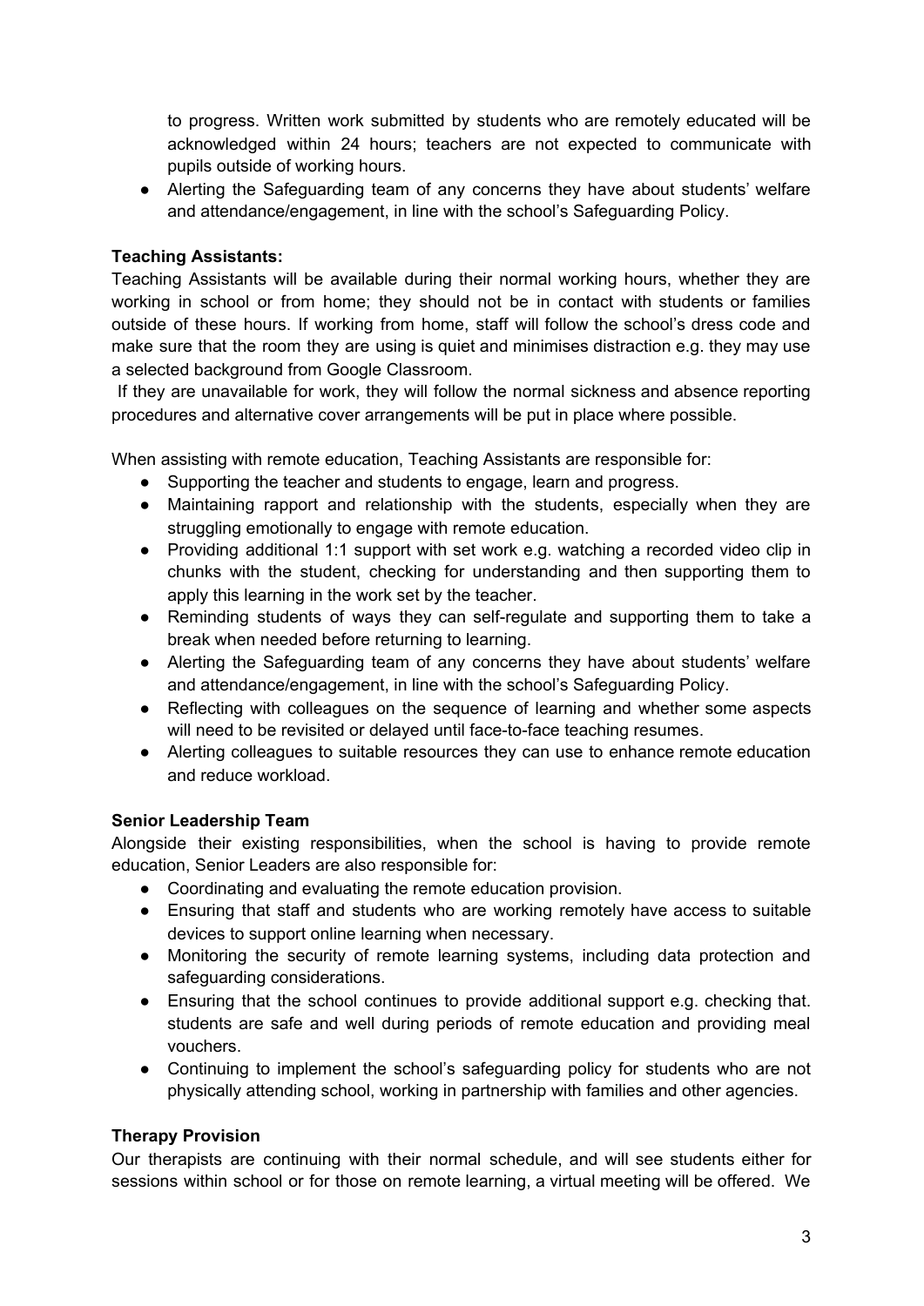to progress. Written work submitted by students who are remotely educated will be acknowledged within 24 hours; teachers are not expected to communicate with pupils outside of working hours.

- Alerting the Safeguarding team of any concerns they have about students' welfare and attendance/engagement, in line with the school's Safeguarding Policy.

**Teaching Assistants:**

Teaching Assistants will be available during their normal working hours, whether they are working in school or from home; they should not be in contact with students or families outside of these hours. If working from home, staff will follow the school's dress code and make sure that the room they are using is quiet and minimises distraction e.g. they may use a selected background from Google Classroom.

If they are unavailable for work, they will follow the normal sickness and absence reporting procedures and alternative cover arrangements will be put in place where possible.

When assisting with remote education, Teaching Assistants are responsible for:

- Supporting the teacher and students to engage, learn and progress.
- Maintaining rapport and relationship with the students, especially when they are struggling emotionally to engage with remote education.
- Providing additional 1:1 support with set work e.g. watching a recorded video clip in chunks with the student, checking for understanding and then supporting them to apply this learning in the work set by the teacher.
- Reminding students of ways they can self-regulate and supporting them to take a break when needed before returning to learning.
- Alerting the Safeguarding team of any concerns they have about students' welfare and attendance/engagement, in line with the school's Safeguarding Policy.
- Reflecting with colleagues on the sequence of learning and whether some aspects will need to be revisited or delayed until face-to-face teaching resumes.
- Alerting colleagues to suitable resources they can use to enhance remote education and reduce workload.

**Senior Leadership Team**

Alongside their existing responsibilities, when the school is having to provide remote education, Senior Leaders are also responsible for:

- Coordinating and evaluating the remote education provision.
- Ensuring that staff and students who are working remotely have access to suitable devices to support online learning when necessary.
- Monitoring the security of remote learning systems, including data protection and safeguarding considerations.
- Ensuring that the school continues to provide additional support e.g. checking that. students are safe and well during periods of remote education and providing meal vouchers.
- Continuing to implement the school's safeguarding policy for students who are not physically attending school, working in partnership with families and other agencies.

**Therapy Provision**

Our therapists are continuing with their normal schedule, and will see students either for sessions within school or for those on remote learning, a virtual meeting will be offered. We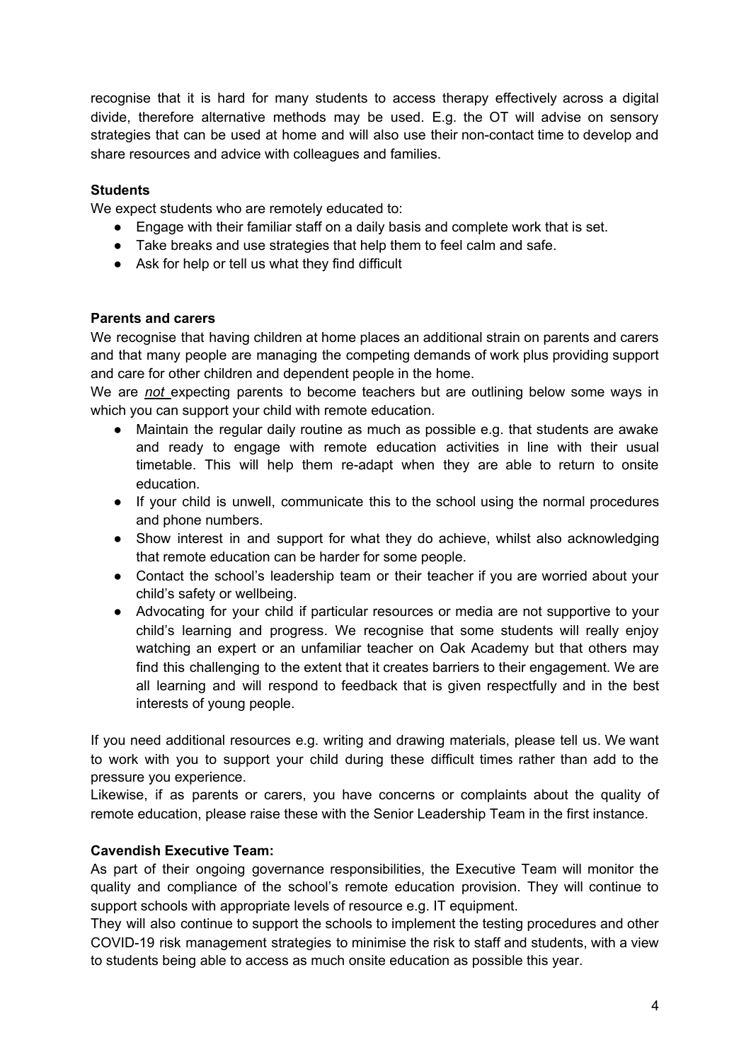recognise that it is hard for many students to access therapy effectively across a digital divide, therefore alternative methods may be used. E.g. the OT will advise on sensory strategies that can be used at home and will also use their non-contact time to develop and share resources and advice with colleagues and families.

**Students**

We expect students who are remotely educated to:

- Engage with their familiar staff on a daily basis and complete work that is set.
- Take breaks and use strategies that help them to feel calm and safe.
- Ask for help or tell us what they find difficult

**Parents and carers**

We recognise that having children at home places an additional strain on parents and carers and that many people are managing the competing demands of work plus providing support and care for other children and dependent people in the home.

We are ***not*** expecting parents to become teachers but are outlining below some ways in which you can support your child with remote education.

- Maintain the regular daily routine as much as possible e.g. that students are awake and ready to engage with remote education activities in line with their usual timetable. This will help them re-adapt when they are able to return to onsite education.
- If your child is unwell, communicate this to the school using the normal procedures and phone numbers.
- Show interest in and support for what they do achieve, whilst also acknowledging that remote education can be harder for some people.
- Contact the school's leadership team or their teacher if you are worried about your child's safety or wellbeing.
- Advocating for your child if particular resources or media are not supportive to your child's learning and progress. We recognise that some students will really enjoy watching an expert or an unfamiliar teacher on Oak Academy but that others may find this challenging to the extent that it creates barriers to their engagement. We are all learning and will respond to feedback that is given respectfully and in the best interests of young people.

If you need additional resources e.g. writing and drawing materials, please tell us. We want to work with you to support your child during these difficult times rather than add to the pressure you experience.

Likewise, if as parents or carers, you have concerns or complaints about the quality of remote education, please raise these with the Senior Leadership Team in the first instance.

**Cavendish Executive Team:**

As part of their ongoing governance responsibilities, the Executive Team will monitor the quality and compliance of the school's remote education provision. They will continue to support schools with appropriate levels of resource e.g. IT equipment.

They will also continue to support the schools to implement the testing procedures and other COVID-19 risk management strategies to minimise the risk to staff and students, with a view to students being able to access as much onsite education as possible this year.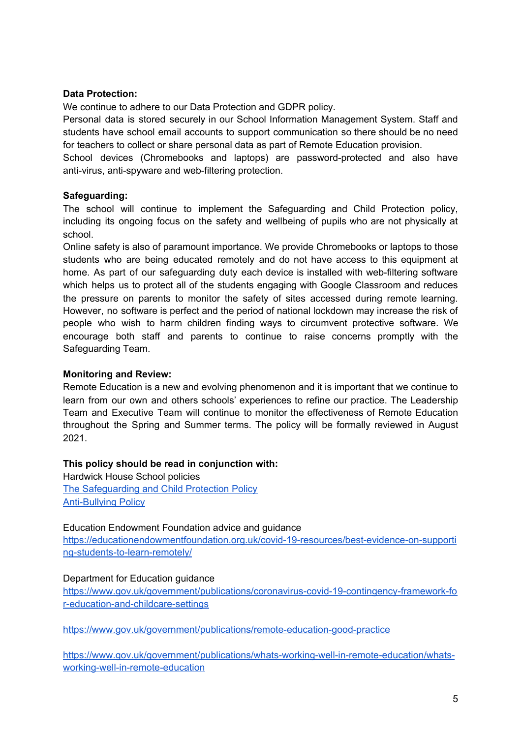**Data Protection:**

We continue to adhere to our Data Protection and GDPR policy.

Personal data is stored securely in our School Information Management System. Staff and students have school email accounts to support communication so there should be no need for teachers to collect or share personal data as part of Remote Education provision.

School devices (Chromebooks and laptops) are password-protected and also have anti-virus, anti-spyware and web-filtering protection.

**Safeguarding:**

The school will continue to implement the Safeguarding and Child Protection policy, including its ongoing focus on the safety and wellbeing of pupils who are not physically at school.

Online safety is also of paramount importance. We provide Chromebooks or laptops to those students who are being educated remotely and do not have access to this equipment at home. As part of our safeguarding duty each device is installed with web-filtering software which helps us to protect all of the students engaging with Google Classroom and reduces the pressure on parents to monitor the safety of sites accessed during remote learning. However, no software is perfect and the period of national lockdown may increase the risk of people who wish to harm children finding ways to circumvent protective software. We encourage both staff and parents to continue to raise concerns promptly with the Safeguarding Team.

**Monitoring and Review:**

Remote Education is a new and evolving phenomenon and it is important that we continue to learn from our own and others schools' experiences to refine our practice. The Leadership Team and Executive Team will continue to monitor the effectiveness of Remote Education throughout the Spring and Summer terms. The policy will be formally reviewed in August 2021.

**This policy should be read in conjunction with:**

Hardwick House School policies
The Safeguarding and Child Protection Policy
Anti-Bullying Policy

Education Endowment Foundation advice and guidance
https://educationendowmentfoundation.org.uk/covid-19-resources/best-evidence-on-supporting-students-to-learn-remotely/

Department for Education guidance
https://www.gov.uk/government/publications/coronavirus-covid-19-contingency-framework-for-education-and-childcare-settings

https://www.gov.uk/government/publications/remote-education-good-practice

https://www.gov.uk/government/publications/whats-working-well-in-remote-education/whats-working-well-in-remote-education